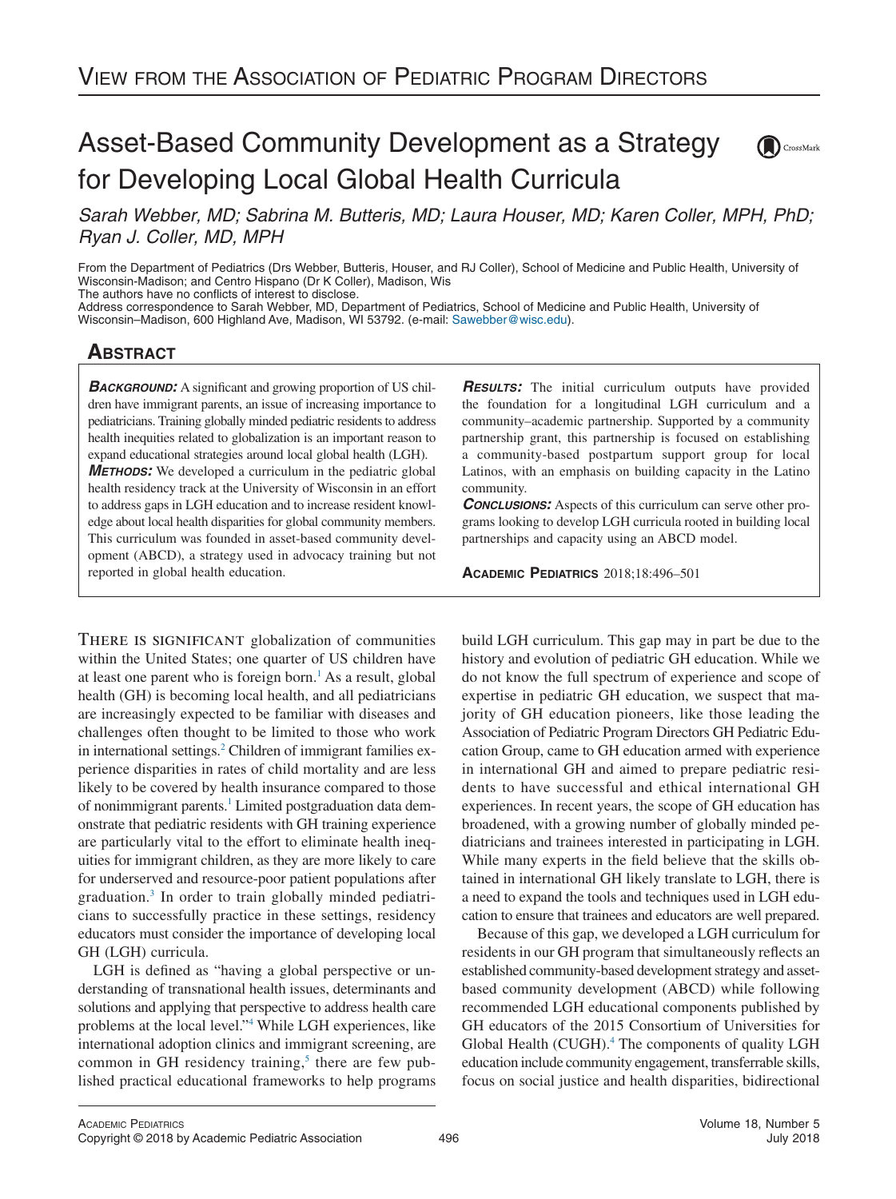# View from the Association of Pediatric Program Directors

# Asset-Based Community Development as a Strategy for Developing Local Global Health Curricula

*Sarah Webber, MD; Sabrina M. Butteris, MD; Laura Houser, MD; Karen Coller, MPH, PhD; Ryan J. Coller, MD, MPH*

From the Department of Pediatrics (Drs Webber, Butteris, Houser, and RJ Coller), School of Medicine and Public Health, University of Wisconsin-Madison; and Centro Hispano (Dr K Coller), Madison, Wis

The authors have no conflicts of interest to disclose.

Address correspondence to Sarah Webber, MD, Department of Pediatrics, School of Medicine and Public Health, University of Wisconsin–Madison, 600 Highland Ave, Madison, WI 53792. (e-mail: Sawebber@wisc.edu).

## Abstract

***Background:*** A significant and growing proportion of US children have immigrant parents, an issue of increasing importance to pediatricians. Training globally minded pediatric residents to address health inequities related to globalization is an important reason to expand educational strategies around local global health (LGH).

***Methods:*** We developed a curriculum in the pediatric global health residency track at the University of Wisconsin in an effort to address gaps in LGH education and to increase resident knowledge about local health disparities for global community members. This curriculum was founded in asset-based community development (ABCD), a strategy used in advocacy training but not reported in global health education.

***Results:*** The initial curriculum outputs have provided the foundation for a longitudinal LGH curriculum and a community–academic partnership. Supported by a community partnership grant, this partnership is focused on establishing a community-based postpartum support group for local Latinos, with an emphasis on building capacity in the Latino community.

***Conclusions:*** Aspects of this curriculum can serve other programs looking to develop LGH curricula rooted in building local partnerships and capacity using an ABCD model.

**Academic Pediatrics** 2018;18:496–501

There is significant globalization of communities within the United States; one quarter of US children have at least one parent who is foreign born.[1] As a result, global health (GH) is becoming local health, and all pediatricians are increasingly expected to be familiar with diseases and challenges often thought to be limited to those who work in international settings.[2] Children of immigrant families experience disparities in rates of child mortality and are less likely to be covered by health insurance compared to those of nonimmigrant parents.[1] Limited postgraduation data demonstrate that pediatric residents with GH training experience are particularly vital to the effort to eliminate health inequities for immigrant children, as they are more likely to care for underserved and resource-poor patient populations after graduation.[3] In order to train globally minded pediatricians to successfully practice in these settings, residency educators must consider the importance of developing local GH (LGH) curricula.

LGH is defined as "having a global perspective or understanding of transnational health issues, determinants and solutions and applying that perspective to address health care problems at the local level."[4] While LGH experiences, like international adoption clinics and immigrant screening, are common in GH residency training,[5] there are few published practical educational frameworks to help programs build LGH curriculum. This gap may in part be due to the history and evolution of pediatric GH education. While we do not know the full spectrum of experience and scope of expertise in pediatric GH education, we suspect that majority of GH education pioneers, like those leading the Association of Pediatric Program Directors GH Pediatric Education Group, came to GH education armed with experience in international GH and aimed to prepare pediatric residents to have successful and ethical international GH experiences. In recent years, the scope of GH education has broadened, with a growing number of globally minded pediatricians and trainees interested in participating in LGH. While many experts in the field believe that the skills obtained in international GH likely translate to LGH, there is a need to expand the tools and techniques used in LGH education to ensure that trainees and educators are well prepared.

Because of this gap, we developed a LGH curriculum for residents in our GH program that simultaneously reflects an established community-based development strategy and asset-based community development (ABCD) while following recommended LGH educational components published by GH educators of the 2015 Consortium of Universities for Global Health (CUGH).[4] The components of quality LGH education include community engagement, transferrable skills, focus on social justice and health disparities, bidirectional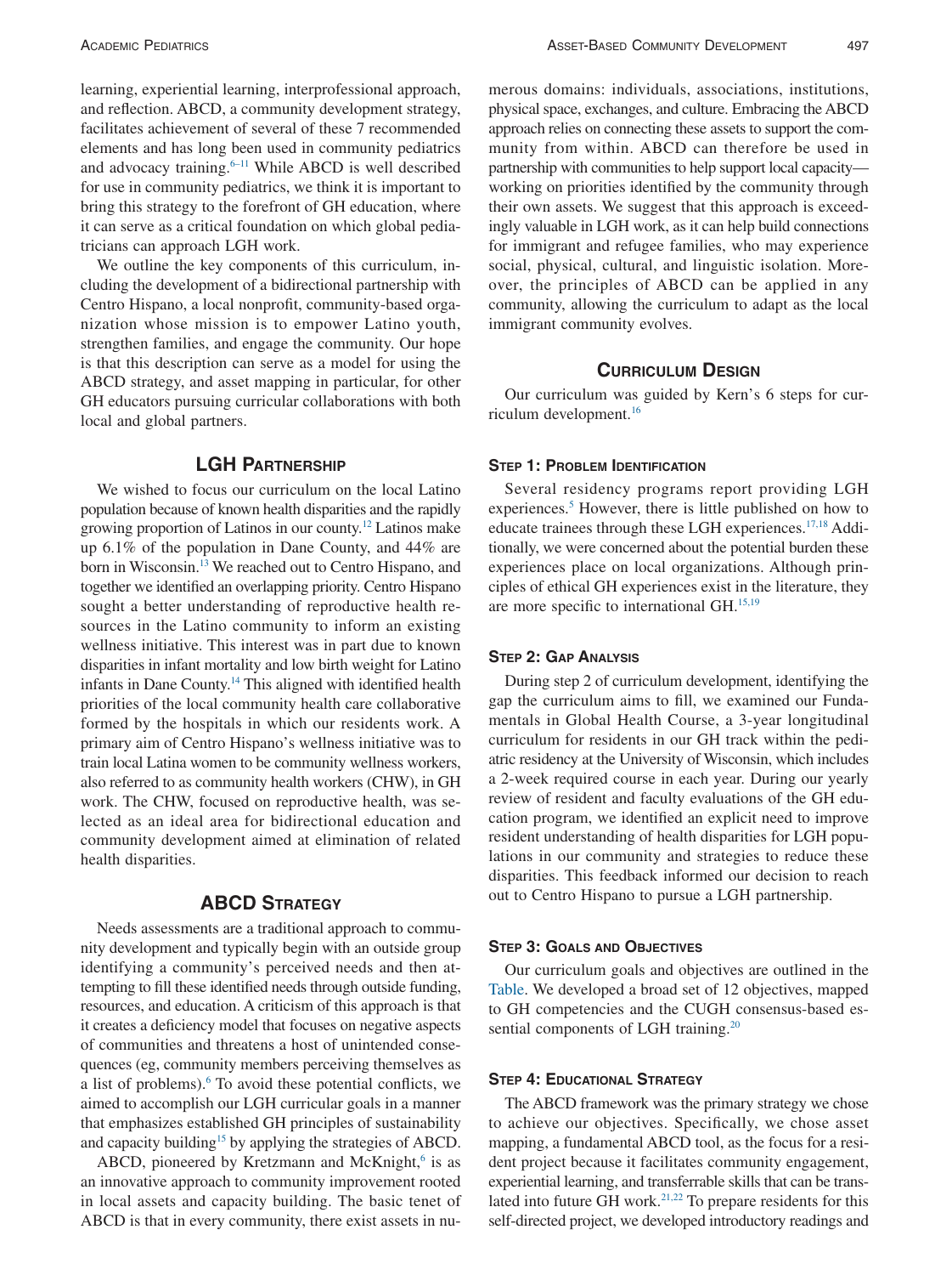learning, experiential learning, interprofessional approach, and reflection. ABCD, a community development strategy, facilitates achievement of several of these 7 recommended elements and has long been used in community pediatrics and advocacy training.[6–11] While ABCD is well described for use in community pediatrics, we think it is important to bring this strategy to the forefront of GH education, where it can serve as a critical foundation on which global pediatricians can approach LGH work.

We outline the key components of this curriculum, including the development of a bidirectional partnership with Centro Hispano, a local nonprofit, community-based organization whose mission is to empower Latino youth, strengthen families, and engage the community. Our hope is that this description can serve as a model for using the ABCD strategy, and asset mapping in particular, for other GH educators pursuing curricular collaborations with both local and global partners.

## LGH Partnership

We wished to focus our curriculum on the local Latino population because of known health disparities and the rapidly growing proportion of Latinos in our county.[12] Latinos make up 6.1% of the population in Dane County, and 44% are born in Wisconsin.[13] We reached out to Centro Hispano, and together we identified an overlapping priority. Centro Hispano sought a better understanding of reproductive health resources in the Latino community to inform an existing wellness initiative. This interest was in part due to known disparities in infant mortality and low birth weight for Latino infants in Dane County.[14] This aligned with identified health priorities of the local community health care collaborative formed by the hospitals in which our residents work. A primary aim of Centro Hispano's wellness initiative was to train local Latina women to be community wellness workers, also referred to as community health workers (CHW), in GH work. The CHW, focused on reproductive health, was selected as an ideal area for bidirectional education and community development aimed at elimination of related health disparities.

## ABCD Strategy

Needs assessments are a traditional approach to community development and typically begin with an outside group identifying a community's perceived needs and then attempting to fill these identified needs through outside funding, resources, and education. A criticism of this approach is that it creates a deficiency model that focuses on negative aspects of communities and threatens a host of unintended consequences (eg, community members perceiving themselves as a list of problems).[6] To avoid these potential conflicts, we aimed to accomplish our LGH curricular goals in a manner that emphasizes established GH principles of sustainability and capacity building[15] by applying the strategies of ABCD.

ABCD, pioneered by Kretzmann and McKnight,[6] is as an innovative approach to community improvement rooted in local assets and capacity building. The basic tenet of ABCD is that in every community, there exist assets in numerous domains: individuals, associations, institutions, physical space, exchanges, and culture. Embracing the ABCD approach relies on connecting these assets to support the community from within. ABCD can therefore be used in partnership with communities to help support local capacity—working on priorities identified by the community through their own assets. We suggest that this approach is exceedingly valuable in LGH work, as it can help build connections for immigrant and refugee families, who may experience social, physical, cultural, and linguistic isolation. Moreover, the principles of ABCD can be applied in any community, allowing the curriculum to adapt as the local immigrant community evolves.

## Curriculum Design

Our curriculum was guided by Kern's 6 steps for curriculum development.[16]

### Step 1: Problem Identification

Several residency programs report providing LGH experiences.[5] However, there is little published on how to educate trainees through these LGH experiences.[17,18] Additionally, we were concerned about the potential burden these experiences place on local organizations. Although principles of ethical GH experiences exist in the literature, they are more specific to international GH.[15,19]

### Step 2: Gap Analysis

During step 2 of curriculum development, identifying the gap the curriculum aims to fill, we examined our Fundamentals in Global Health Course, a 3-year longitudinal curriculum for residents in our GH track within the pediatric residency at the University of Wisconsin, which includes a 2-week required course in each year. During our yearly review of resident and faculty evaluations of the GH education program, we identified an explicit need to improve resident understanding of health disparities for LGH populations in our community and strategies to reduce these disparities. This feedback informed our decision to reach out to Centro Hispano to pursue a LGH partnership.

### Step 3: Goals and Objectives

Our curriculum goals and objectives are outlined in the Table. We developed a broad set of 12 objectives, mapped to GH competencies and the CUGH consensus-based essential components of LGH training.[20]

### Step 4: Educational Strategy

The ABCD framework was the primary strategy we chose to achieve our objectives. Specifically, we chose asset mapping, a fundamental ABCD tool, as the focus for a resident project because it facilitates community engagement, experiential learning, and transferrable skills that can be translated into future GH work.[21,22] To prepare residents for this self-directed project, we developed introductory readings and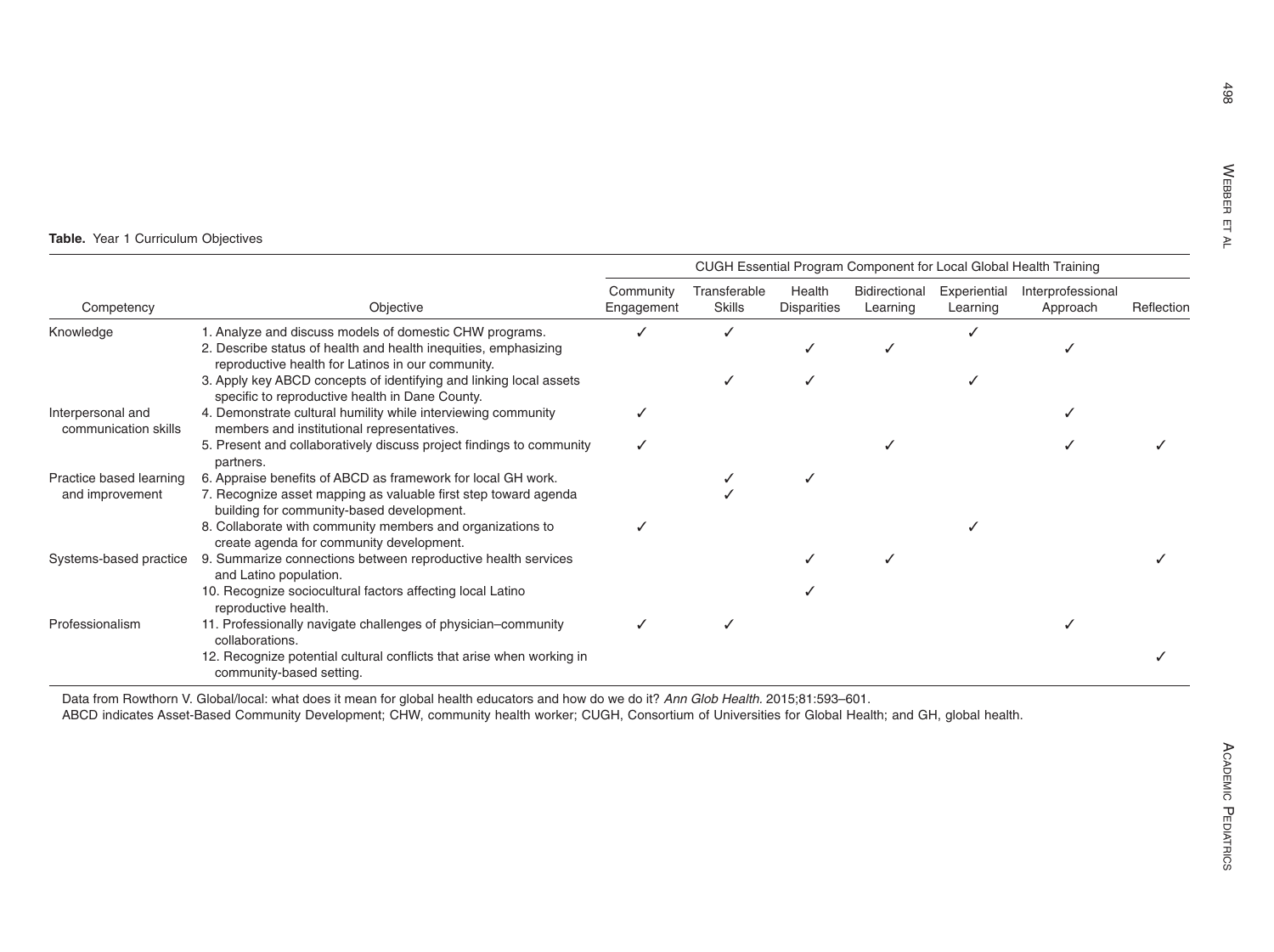**Table.** Year 1 Curriculum Objectives

| Competency | Objective | CUGH Essential Program Component for Local Global Health Training | | | | | | |
|---|---|---|---|---|---|---|---|---|
| | | Community Engagement | Transferable Skills | Health Disparities | Bidirectional Learning | Experiential Learning | Interprofessional Approach | Reflection |
| Knowledge | 1. Analyze and discuss models of domestic CHW programs. | ✓ | ✓ | | | ✓ | | |
| | 2. Describe status of health and health inequities, emphasizing reproductive health for Latinos in our community. | | | ✓ | ✓ | | ✓ | |
| | 3. Apply key ABCD concepts of identifying and linking local assets specific to reproductive health in Dane County. | | ✓ | ✓ | | ✓ | | |
| Interpersonal and communication skills | 4. Demonstrate cultural humility while interviewing community members and institutional representatives. | ✓ | | | | | ✓ | |
| | 5. Present and collaboratively discuss project findings to community partners. | ✓ | | | ✓ | | ✓ | ✓ |
| Practice based learning and improvement | 6. Appraise benefits of ABCD as framework for local GH work. | | ✓ | ✓ | | | | |
| | 7. Recognize asset mapping as valuable first step toward agenda building for community-based development. | | ✓ | | | | | |
| | 8. Collaborate with community members and organizations to create agenda for community development. | ✓ | | | | ✓ | | |
| Systems-based practice | 9. Summarize connections between reproductive health services and Latino population. | | | ✓ | ✓ | | | ✓ |
| | 10. Recognize sociocultural factors affecting local Latino reproductive health. | | | ✓ | | | | |
| Professionalism | 11. Professionally navigate challenges of physician–community collaborations. | ✓ | ✓ | | | | ✓ | |
| | 12. Recognize potential cultural conflicts that arise when working in community-based setting. | | | | | | | ✓ |

Data from Rowthorn V. Global/local: what does it mean for global health educators and how do we do it? *Ann Glob Health.* 2015;81:593–601.

ABCD indicates Asset-Based Community Development; CHW, community health worker; CUGH, Consortium of Universities for Global Health; and GH, global health.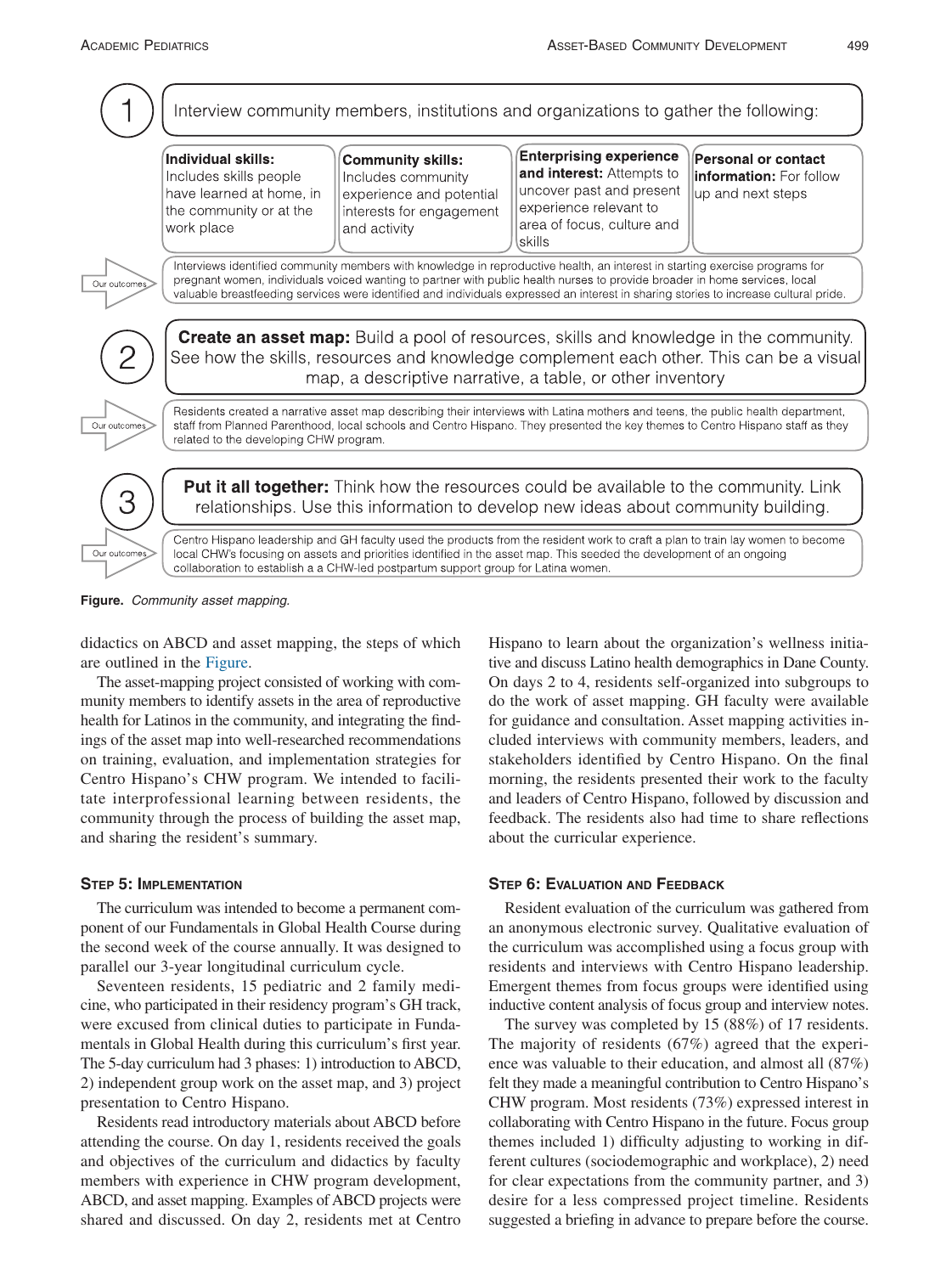1 Interview community members, institutions and organizations to gather the following:

**Individual skills:** Includes skills people have learned at home, in the community or at the work place

**Community skills:** Includes community experience and potential interests for engagement and activity

**Enterprising experience and interest:** Attempts to uncover past and present experience relevant to area of focus, culture and skills

**Personal or contact information:** For follow up and next steps

Our outcomes: Interviews identified community members with knowledge in reproductive health, an interest in starting exercise programs for pregnant women, individuals voiced wanting to partner with public health nurses to provide broader in home services, local valuable breastfeeding services were identified and individuals expressed an interest in sharing stories to increase cultural pride.

2 **Create an asset map:** Build a pool of resources, skills and knowledge in the community. See how the skills, resources and knowledge complement each other. This can be a visual map, a descriptive narrative, a table, or other inventory

Our outcomes: Residents created a narrative asset map describing their interviews with Latina mothers and teens, the public health department, staff from Planned Parenthood, local schools and Centro Hispano. They presented the key themes to Centro Hispano staff as they related to the developing CHW program.

3 **Put it all together:** Think how the resources could be available to the community. Link relationships. Use this information to develop new ideas about community building.

Our outcomes: Centro Hispano leadership and GH faculty used the products from the resident work to craft a plan to train lay women to become local CHW's focusing on assets and priorities identified in the asset map. This seeded the development of an ongoing collaboration to establish a a CHW-led postpartum support group for Latina women.

**Figure.** *Community asset mapping.*

didactics on ABCD and asset mapping, the steps of which are outlined in the Figure.

The asset-mapping project consisted of working with community members to identify assets in the area of reproductive health for Latinos in the community, and integrating the findings of the asset map into well-researched recommendations on training, evaluation, and implementation strategies for Centro Hispano's CHW program. We intended to facilitate interprofessional learning between residents, the community through the process of building the asset map, and sharing the resident's summary.

## Step 5: Implementation

The curriculum was intended to become a permanent component of our Fundamentals in Global Health Course during the second week of the course annually. It was designed to parallel our 3-year longitudinal curriculum cycle.

Seventeen residents, 15 pediatric and 2 family medicine, who participated in their residency program's GH track, were excused from clinical duties to participate in Fundamentals in Global Health during this curriculum's first year. The 5-day curriculum had 3 phases: 1) introduction to ABCD, 2) independent group work on the asset map, and 3) project presentation to Centro Hispano.

Residents read introductory materials about ABCD before attending the course. On day 1, residents received the goals and objectives of the curriculum and didactics by faculty members with experience in CHW program development, ABCD, and asset mapping. Examples of ABCD projects were shared and discussed. On day 2, residents met at Centro Hispano to learn about the organization's wellness initiative and discuss Latino health demographics in Dane County. On days 2 to 4, residents self-organized into subgroups to do the work of asset mapping. GH faculty were available for guidance and consultation. Asset mapping activities included interviews with community members, leaders, and stakeholders identified by Centro Hispano. On the final morning, the residents presented their work to the faculty and leaders of Centro Hispano, followed by discussion and feedback. The residents also had time to share reflections about the curricular experience.

## Step 6: Evaluation and Feedback

Resident evaluation of the curriculum was gathered from an anonymous electronic survey. Qualitative evaluation of the curriculum was accomplished using a focus group with residents and interviews with Centro Hispano leadership. Emergent themes from focus groups were identified using inductive content analysis of focus group and interview notes.

The survey was completed by 15 (88%) of 17 residents. The majority of residents (67%) agreed that the experience was valuable to their education, and almost all (87%) felt they made a meaningful contribution to Centro Hispano's CHW program. Most residents (73%) expressed interest in collaborating with Centro Hispano in the future. Focus group themes included 1) difficulty adjusting to working in different cultures (sociodemographic and workplace), 2) need for clear expectations from the community partner, and 3) desire for a less compressed project timeline. Residents suggested a briefing in advance to prepare before the course.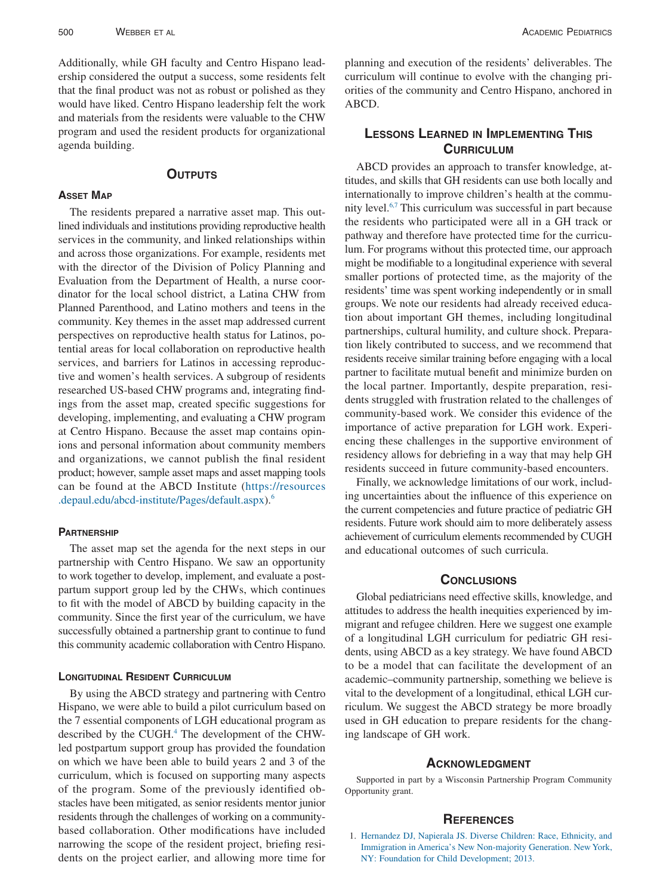Additionally, while GH faculty and Centro Hispano leadership considered the output a success, some residents felt that the final product was not as robust or polished as they would have liked. Centro Hispano leadership felt the work and materials from the residents were valuable to the CHW program and used the resident products for organizational agenda building.

## Outputs

### Asset Map

The residents prepared a narrative asset map. This outlined individuals and institutions providing reproductive health services in the community, and linked relationships within and across those organizations. For example, residents met with the director of the Division of Policy Planning and Evaluation from the Department of Health, a nurse coordinator for the local school district, a Latina CHW from Planned Parenthood, and Latino mothers and teens in the community. Key themes in the asset map addressed current perspectives on reproductive health status for Latinos, potential areas for local collaboration on reproductive health services, and barriers for Latinos in accessing reproductive and women's health services. A subgroup of residents researched US-based CHW programs and, integrating findings from the asset map, created specific suggestions for developing, implementing, and evaluating a CHW program at Centro Hispano. Because the asset map contains opinions and personal information about community members and organizations, we cannot publish the final resident product; however, sample asset maps and asset mapping tools can be found at the ABCD Institute (https://resources.depaul.edu/abcd-institute/Pages/default.aspx).[6]

### Partnership

The asset map set the agenda for the next steps in our partnership with Centro Hispano. We saw an opportunity to work together to develop, implement, and evaluate a postpartum support group led by the CHWs, which continues to fit with the model of ABCD by building capacity in the community. Since the first year of the curriculum, we have successfully obtained a partnership grant to continue to fund this community academic collaboration with Centro Hispano.

### Longitudinal Resident Curriculum

By using the ABCD strategy and partnering with Centro Hispano, we were able to build a pilot curriculum based on the 7 essential components of LGH educational program as described by the CUGH.[4] The development of the CHW-led postpartum support group has provided the foundation on which we have been able to build years 2 and 3 of the curriculum, which is focused on supporting many aspects of the program. Some of the previously identified obstacles have been mitigated, as senior residents mentor junior residents through the challenges of working on a community-based collaboration. Other modifications have included narrowing the scope of the resident project, briefing residents on the project earlier, and allowing more time for planning and execution of the residents' deliverables. The curriculum will continue to evolve with the changing priorities of the community and Centro Hispano, anchored in ABCD.

## Lessons Learned in Implementing This Curriculum

ABCD provides an approach to transfer knowledge, attitudes, and skills that GH residents can use both locally and internationally to improve children's health at the community level.[6,7] This curriculum was successful in part because the residents who participated were all in a GH track or pathway and therefore have protected time for the curriculum. For programs without this protected time, our approach might be modifiable to a longitudinal experience with several smaller portions of protected time, as the majority of the residents' time was spent working independently or in small groups. We note our residents had already received education about important GH themes, including longitudinal partnerships, cultural humility, and culture shock. Preparation likely contributed to success, and we recommend that residents receive similar training before engaging with a local partner to facilitate mutual benefit and minimize burden on the local partner. Importantly, despite preparation, residents struggled with frustration related to the challenges of community-based work. We consider this evidence of the importance of active preparation for LGH work. Experiencing these challenges in the supportive environment of residency allows for debriefing in a way that may help GH residents succeed in future community-based encounters.

Finally, we acknowledge limitations of our work, including uncertainties about the influence of this experience on the current competencies and future practice of pediatric GH residents. Future work should aim to more deliberately assess achievement of curriculum elements recommended by CUGH and educational outcomes of such curricula.

## Conclusions

Global pediatricians need effective skills, knowledge, and attitudes to address the health inequities experienced by immigrant and refugee children. Here we suggest one example of a longitudinal LGH curriculum for pediatric GH residents, using ABCD as a key strategy. We have found ABCD to be a model that can facilitate the development of an academic–community partnership, something we believe is vital to the development of a longitudinal, ethical LGH curriculum. We suggest the ABCD strategy be more broadly used in GH education to prepare residents for the changing landscape of GH work.

## Acknowledgment

Supported in part by a Wisconsin Partnership Program Community Opportunity grant.

## References

1. Hernandez DJ, Napierala JS. Diverse Children: Race, Ethnicity, and Immigration in America's New Non-majority Generation. New York, NY: Foundation for Child Development; 2013.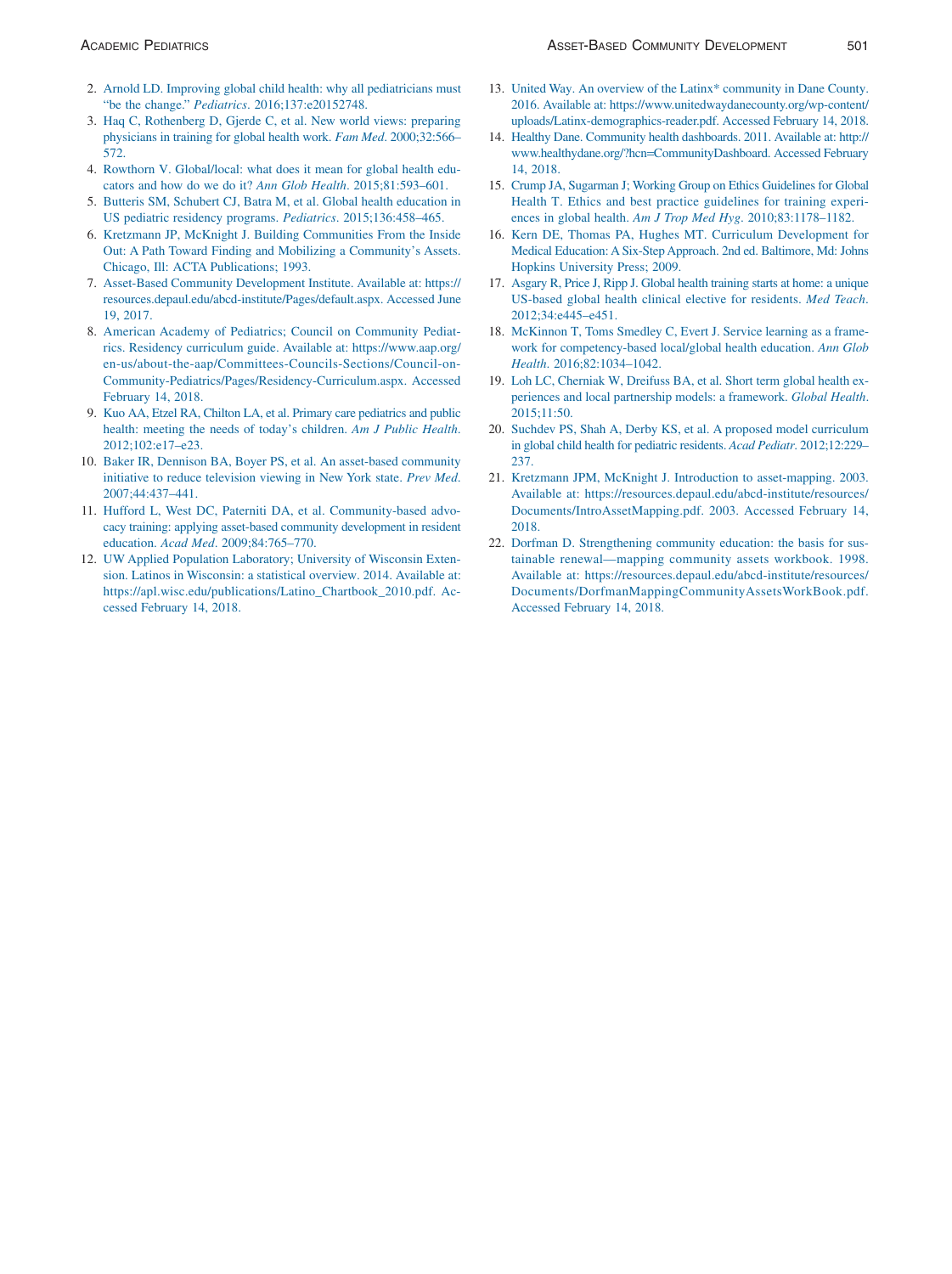2. Arnold LD. Improving global child health: why all pediatricians must "be the change." *Pediatrics*. 2016;137:e20152748.
3. Haq C, Rothenberg D, Gjerde C, et al. New world views: preparing physicians in training for global health work. *Fam Med*. 2000;32:566–572.
4. Rowthorn V. Global/local: what does it mean for global health educators and how do we do it? *Ann Glob Health*. 2015;81:593–601.
5. Butteris SM, Schubert CJ, Batra M, et al. Global health education in US pediatric residency programs. *Pediatrics*. 2015;136:458–465.
6. Kretzmann JP, McKnight J. Building Communities From the Inside Out: A Path Toward Finding and Mobilizing a Community's Assets. Chicago, Ill: ACTA Publications; 1993.
7. Asset-Based Community Development Institute. Available at: https://resources.depaul.edu/abcd-institute/Pages/default.aspx. Accessed June 19, 2017.
8. American Academy of Pediatrics; Council on Community Pediatrics. Residency curriculum guide. Available at: https://www.aap.org/en-us/about-the-aap/Committees-Councils-Sections/Council-on-Community-Pediatrics/Pages/Residency-Curriculum.aspx. Accessed February 14, 2018.
9. Kuo AA, Etzel RA, Chilton LA, et al. Primary care pediatrics and public health: meeting the needs of today's children. *Am J Public Health*. 2012;102:e17–e23.
10. Baker IR, Dennison BA, Boyer PS, et al. An asset-based community initiative to reduce television viewing in New York state. *Prev Med*. 2007;44:437–441.
11. Hufford L, West DC, Paterniti DA, et al. Community-based advocacy training: applying asset-based community development in resident education. *Acad Med*. 2009;84:765–770.
12. UW Applied Population Laboratory; University of Wisconsin Extension. Latinos in Wisconsin: a statistical overview. 2014. Available at: https://apl.wisc.edu/publications/Latino_Chartbook_2010.pdf. Accessed February 14, 2018.
13. United Way. An overview of the Latinx* community in Dane County. 2016. Available at: https://www.unitedwaydanecounty.org/wp-content/uploads/Latinx-demographics-reader.pdf. Accessed February 14, 2018.
14. Healthy Dane. Community health dashboards. 2011. Available at: http://www.healthydane.org/?hcn=CommunityDashboard. Accessed February 14, 2018.
15. Crump JA, Sugarman J; Working Group on Ethics Guidelines for Global Health T. Ethics and best practice guidelines for training experiences in global health. *Am J Trop Med Hyg*. 2010;83:1178–1182.
16. Kern DE, Thomas PA, Hughes MT. Curriculum Development for Medical Education: A Six-Step Approach. 2nd ed. Baltimore, Md: Johns Hopkins University Press; 2009.
17. Asgary R, Price J, Ripp J. Global health training starts at home: a unique US-based global health clinical elective for residents. *Med Teach*. 2012;34:e445–e451.
18. McKinnon T, Toms Smedley C, Evert J. Service learning as a framework for competency-based local/global health education. *Ann Glob Health*. 2016;82:1034–1042.
19. Loh LC, Cherniak W, Dreifuss BA, et al. Short term global health experiences and local partnership models: a framework. *Global Health*. 2015;11:50.
20. Suchdev PS, Shah A, Derby KS, et al. A proposed model curriculum in global child health for pediatric residents. *Acad Pediatr*. 2012;12:229–237.
21. Kretzmann JPM, McKnight J. Introduction to asset-mapping. 2003. Available at: https://resources.depaul.edu/abcd-institute/resources/Documents/IntroAssetMapping.pdf. 2003. Accessed February 14, 2018.
22. Dorfman D. Strengthening community education: the basis for sustainable renewal—mapping community assets workbook. 1998. Available at: https://resources.depaul.edu/abcd-institute/resources/Documents/DorfmanMappingCommunityAssetsWorkBook.pdf. Accessed February 14, 2018.